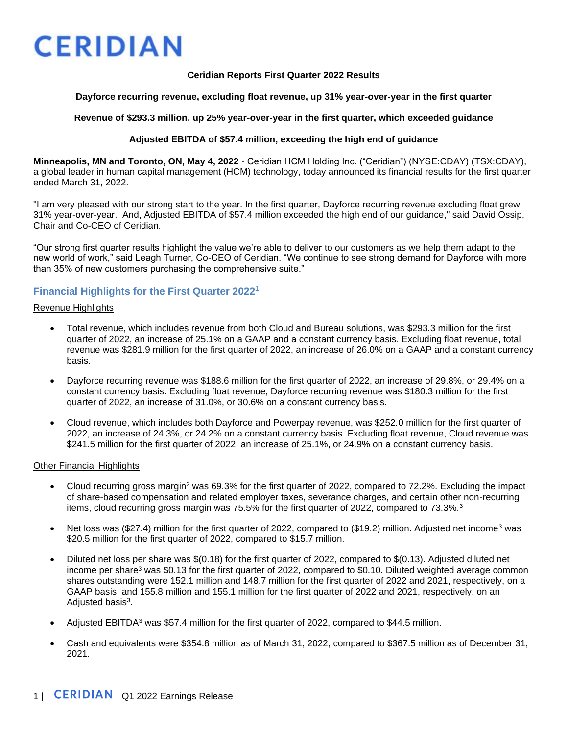# CERIDIAN

**Ceridian Reports First Quarter 2022 Results**

**Dayforce recurring revenue, excluding float revenue, up 31% year-over-year in the first quarter**

**Revenue of $293.3 million, up 25% year-over-year in the first quarter, which exceeded guidance**

**Adjusted EBITDA of $57.4 million, exceeding the high end of guidance**

**Minneapolis, MN and Toronto, ON, May 4, 2022** - Ceridian HCM Holding Inc. ("Ceridian") (NYSE:CDAY) (TSX:CDAY), a global leader in human capital management (HCM) technology, today announced its financial results for the first quarter ended March 31, 2022.

"I am very pleased with our strong start to the year. In the first quarter, Dayforce recurring revenue excluding float grew 31% year-over-year. And, Adjusted EBITDA of $57.4 million exceeded the high end of our guidance," said David Ossip, Chair and Co-CEO of Ceridian.

"Our strong first quarter results highlight the value we're able to deliver to our customers as we help them adapt to the new world of work," said Leagh Turner, Co-CEO of Ceridian. "We continue to see strong demand for Dayforce with more than 35% of new customers purchasing the comprehensive suite."

## Financial Highlights for the First Quarter 2022[1]

Revenue Highlights

- Total revenue, which includes revenue from both Cloud and Bureau solutions, was $293.3 million for the first quarter of 2022, an increase of 25.1% on a GAAP and a constant currency basis. Excluding float revenue, total revenue was $281.9 million for the first quarter of 2022, an increase of 26.0% on a GAAP and a constant currency basis.
- Dayforce recurring revenue was $188.6 million for the first quarter of 2022, an increase of 29.8%, or 29.4% on a constant currency basis. Excluding float revenue, Dayforce recurring revenue was $180.3 million for the first quarter of 2022, an increase of 31.0%, or 30.6% on a constant currency basis.
- Cloud revenue, which includes both Dayforce and Powerpay revenue, was $252.0 million for the first quarter of 2022, an increase of 24.3%, or 24.2% on a constant currency basis. Excluding float revenue, Cloud revenue was $241.5 million for the first quarter of 2022, an increase of 25.1%, or 24.9% on a constant currency basis.

Other Financial Highlights

- Cloud recurring gross margin[2] was 69.3% for the first quarter of 2022, compared to 72.2%. Excluding the impact of share-based compensation and related employer taxes, severance charges, and certain other non-recurring items, cloud recurring gross margin was 75.5% for the first quarter of 2022, compared to 73.3%.[3]
- Net loss was ($27.4) million for the first quarter of 2022, compared to ($19.2) million. Adjusted net income[3] was $20.5 million for the first quarter of 2022, compared to $15.7 million.
- Diluted net loss per share was $(0.18) for the first quarter of 2022, compared to $(0.13). Adjusted diluted net income per share[3] was $0.13 for the first quarter of 2022, compared to $0.10. Diluted weighted average common shares outstanding were 152.1 million and 148.7 million for the first quarter of 2022 and 2021, respectively, on a GAAP basis, and 155.8 million and 155.1 million for the first quarter of 2022 and 2021, respectively, on an Adjusted basis[3].
- Adjusted EBITDA[3] was $57.4 million for the first quarter of 2022, compared to $44.5 million.
- Cash and equivalents were $354.8 million as of March 31, 2022, compared to $367.5 million as of December 31, 2021.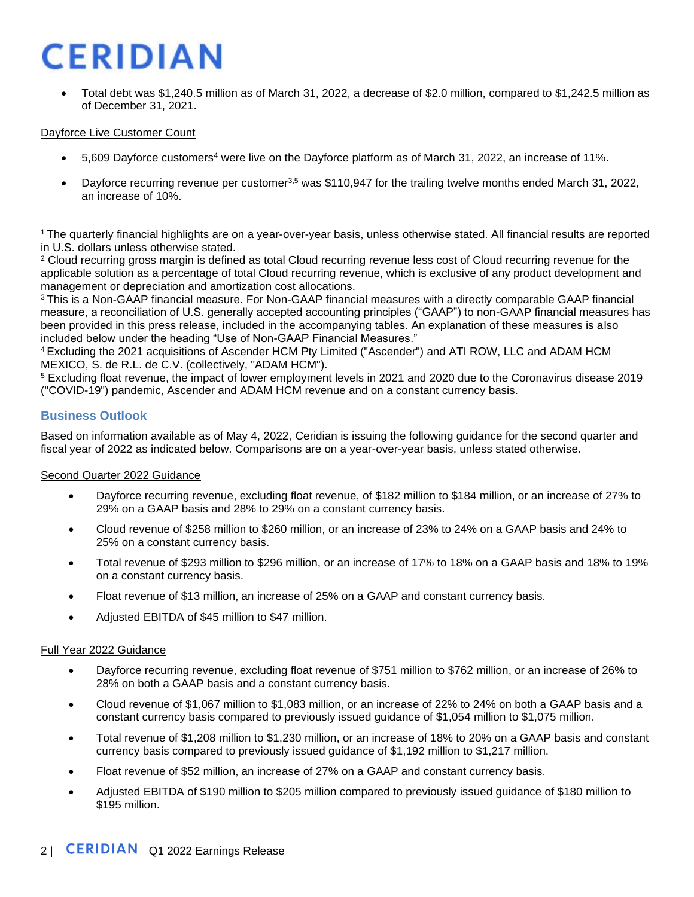- Total debt was $1,240.5 million as of March 31, 2022, a decrease of $2.0 million, compared to $1,242.5 million as of December 31, 2021.

Dayforce Live Customer Count

- 5,609 Dayforce customers[4] were live on the Dayforce platform as of March 31, 2022, an increase of 11%.
- Dayforce recurring revenue per customer[3,5] was $110,947 for the trailing twelve months ended March 31, 2022, an increase of 10%.

[1] The quarterly financial highlights are on a year-over-year basis, unless otherwise stated. All financial results are reported in U.S. dollars unless otherwise stated.
[2] Cloud recurring gross margin is defined as total Cloud recurring revenue less cost of Cloud recurring revenue for the applicable solution as a percentage of total Cloud recurring revenue, which is exclusive of any product development and management or depreciation and amortization cost allocations.
[3] This is a Non-GAAP financial measure. For Non-GAAP financial measures with a directly comparable GAAP financial measure, a reconciliation of U.S. generally accepted accounting principles ("GAAP") to non-GAAP financial measures has been provided in this press release, included in the accompanying tables. An explanation of these measures is also included below under the heading "Use of Non-GAAP Financial Measures."
[4] Excluding the 2021 acquisitions of Ascender HCM Pty Limited ("Ascender") and ATI ROW, LLC and ADAM HCM MEXICO, S. de R.L. de C.V. (collectively, "ADAM HCM").
[5] Excluding float revenue, the impact of lower employment levels in 2021 and 2020 due to the Coronavirus disease 2019 ("COVID-19") pandemic, Ascender and ADAM HCM revenue and on a constant currency basis.

## Business Outlook

Based on information available as of May 4, 2022, Ceridian is issuing the following guidance for the second quarter and fiscal year of 2022 as indicated below. Comparisons are on a year-over-year basis, unless stated otherwise.

Second Quarter 2022 Guidance

- Dayforce recurring revenue, excluding float revenue, of $182 million to $184 million, or an increase of 27% to 29% on a GAAP basis and 28% to 29% on a constant currency basis.
- Cloud revenue of $258 million to $260 million, or an increase of 23% to 24% on a GAAP basis and 24% to 25% on a constant currency basis.
- Total revenue of $293 million to $296 million, or an increase of 17% to 18% on a GAAP basis and 18% to 19% on a constant currency basis.
- Float revenue of $13 million, an increase of 25% on a GAAP and constant currency basis.
- Adjusted EBITDA of $45 million to $47 million.

Full Year 2022 Guidance

- Dayforce recurring revenue, excluding float revenue of $751 million to $762 million, or an increase of 26% to 28% on both a GAAP basis and a constant currency basis.
- Cloud revenue of $1,067 million to $1,083 million, or an increase of 22% to 24% on both a GAAP basis and a constant currency basis compared to previously issued guidance of $1,054 million to $1,075 million.
- Total revenue of $1,208 million to $1,230 million, or an increase of 18% to 20% on a GAAP basis and constant currency basis compared to previously issued guidance of $1,192 million to $1,217 million.
- Float revenue of $52 million, an increase of 27% on a GAAP and constant currency basis.
- Adjusted EBITDA of $190 million to $205 million compared to previously issued guidance of $180 million to $195 million.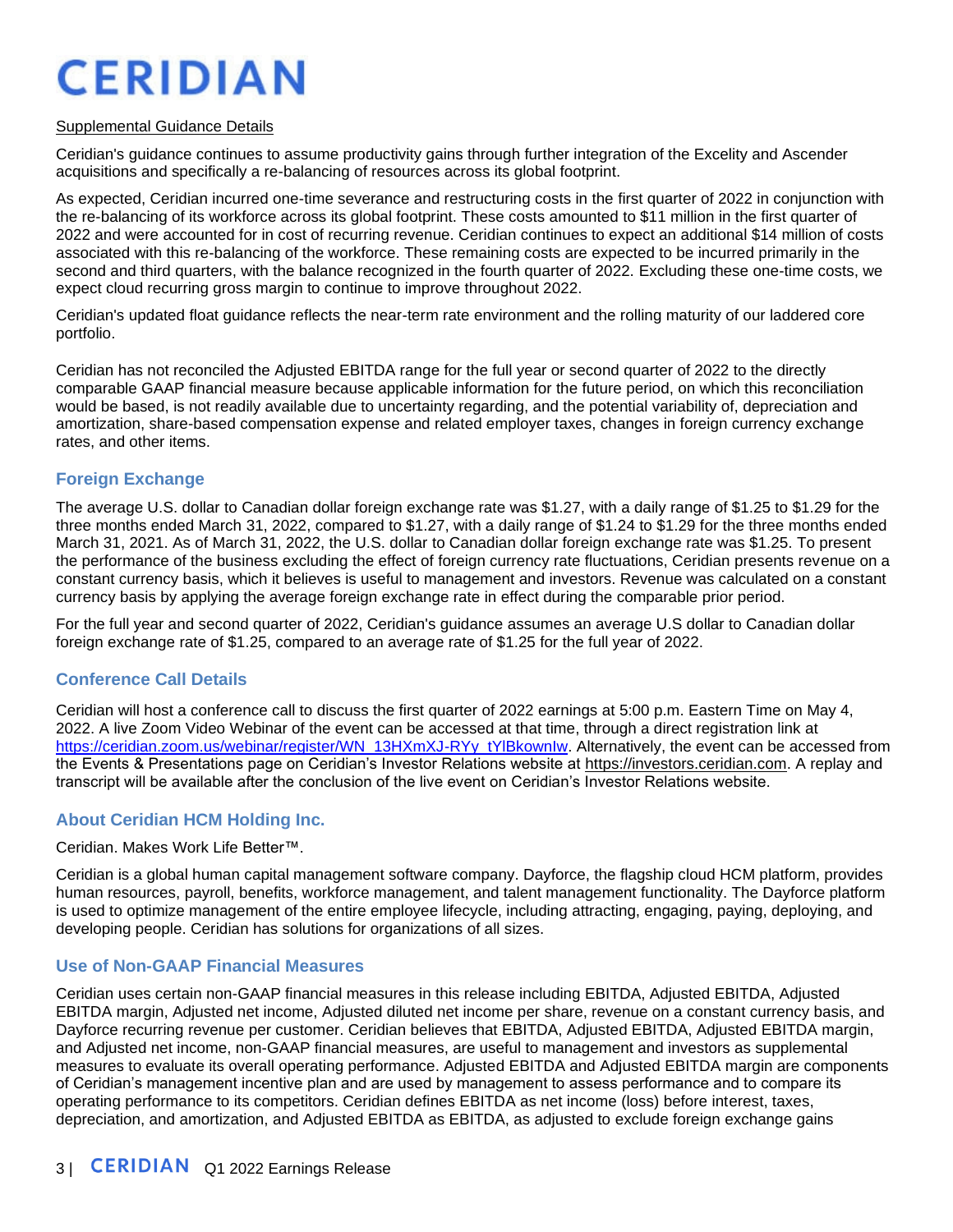Supplemental Guidance Details

Ceridian's guidance continues to assume productivity gains through further integration of the Excelity and Ascender acquisitions and specifically a re-balancing of resources across its global footprint.

As expected, Ceridian incurred one-time severance and restructuring costs in the first quarter of 2022 in conjunction with the re-balancing of its workforce across its global footprint. These costs amounted to $11 million in the first quarter of 2022 and were accounted for in cost of recurring revenue. Ceridian continues to expect an additional $14 million of costs associated with this re-balancing of the workforce. These remaining costs are expected to be incurred primarily in the second and third quarters, with the balance recognized in the fourth quarter of 2022. Excluding these one-time costs, we expect cloud recurring gross margin to continue to improve throughout 2022.

Ceridian's updated float guidance reflects the near-term rate environment and the rolling maturity of our laddered core portfolio.

Ceridian has not reconciled the Adjusted EBITDA range for the full year or second quarter of 2022 to the directly comparable GAAP financial measure because applicable information for the future period, on which this reconciliation would be based, is not readily available due to uncertainty regarding, and the potential variability of, depreciation and amortization, share-based compensation expense and related employer taxes, changes in foreign currency exchange rates, and other items.

## Foreign Exchange

The average U.S. dollar to Canadian dollar foreign exchange rate was $1.27, with a daily range of $1.25 to $1.29 for the three months ended March 31, 2022, compared to $1.27, with a daily range of $1.24 to $1.29 for the three months ended March 31, 2021. As of March 31, 2022, the U.S. dollar to Canadian dollar foreign exchange rate was $1.25. To present the performance of the business excluding the effect of foreign currency rate fluctuations, Ceridian presents revenue on a constant currency basis, which it believes is useful to management and investors. Revenue was calculated on a constant currency basis by applying the average foreign exchange rate in effect during the comparable prior period.

For the full year and second quarter of 2022, Ceridian's guidance assumes an average U.S dollar to Canadian dollar foreign exchange rate of $1.25, compared to an average rate of $1.25 for the full year of 2022.

## Conference Call Details

Ceridian will host a conference call to discuss the first quarter of 2022 earnings at 5:00 p.m. Eastern Time on May 4, 2022. A live Zoom Video Webinar of the event can be accessed at that time, through a direct registration link at https://ceridian.zoom.us/webinar/register/WN_13HXmXJ-RYy_tYlBkownIw. Alternatively, the event can be accessed from the Events & Presentations page on Ceridian's Investor Relations website at https://investors.ceridian.com. A replay and transcript will be available after the conclusion of the live event on Ceridian's Investor Relations website.

## About Ceridian HCM Holding Inc.

Ceridian. Makes Work Life Better™.

Ceridian is a global human capital management software company. Dayforce, the flagship cloud HCM platform, provides human resources, payroll, benefits, workforce management, and talent management functionality. The Dayforce platform is used to optimize management of the entire employee lifecycle, including attracting, engaging, paying, deploying, and developing people. Ceridian has solutions for organizations of all sizes.

## Use of Non-GAAP Financial Measures

Ceridian uses certain non-GAAP financial measures in this release including EBITDA, Adjusted EBITDA, Adjusted EBITDA margin, Adjusted net income, Adjusted diluted net income per share, revenue on a constant currency basis, and Dayforce recurring revenue per customer. Ceridian believes that EBITDA, Adjusted EBITDA, Adjusted EBITDA margin, and Adjusted net income, non-GAAP financial measures, are useful to management and investors as supplemental measures to evaluate its overall operating performance. Adjusted EBITDA and Adjusted EBITDA margin are components of Ceridian's management incentive plan and are used by management to assess performance and to compare its operating performance to its competitors. Ceridian defines EBITDA as net income (loss) before interest, taxes, depreciation, and amortization, and Adjusted EBITDA as EBITDA, as adjusted to exclude foreign exchange gains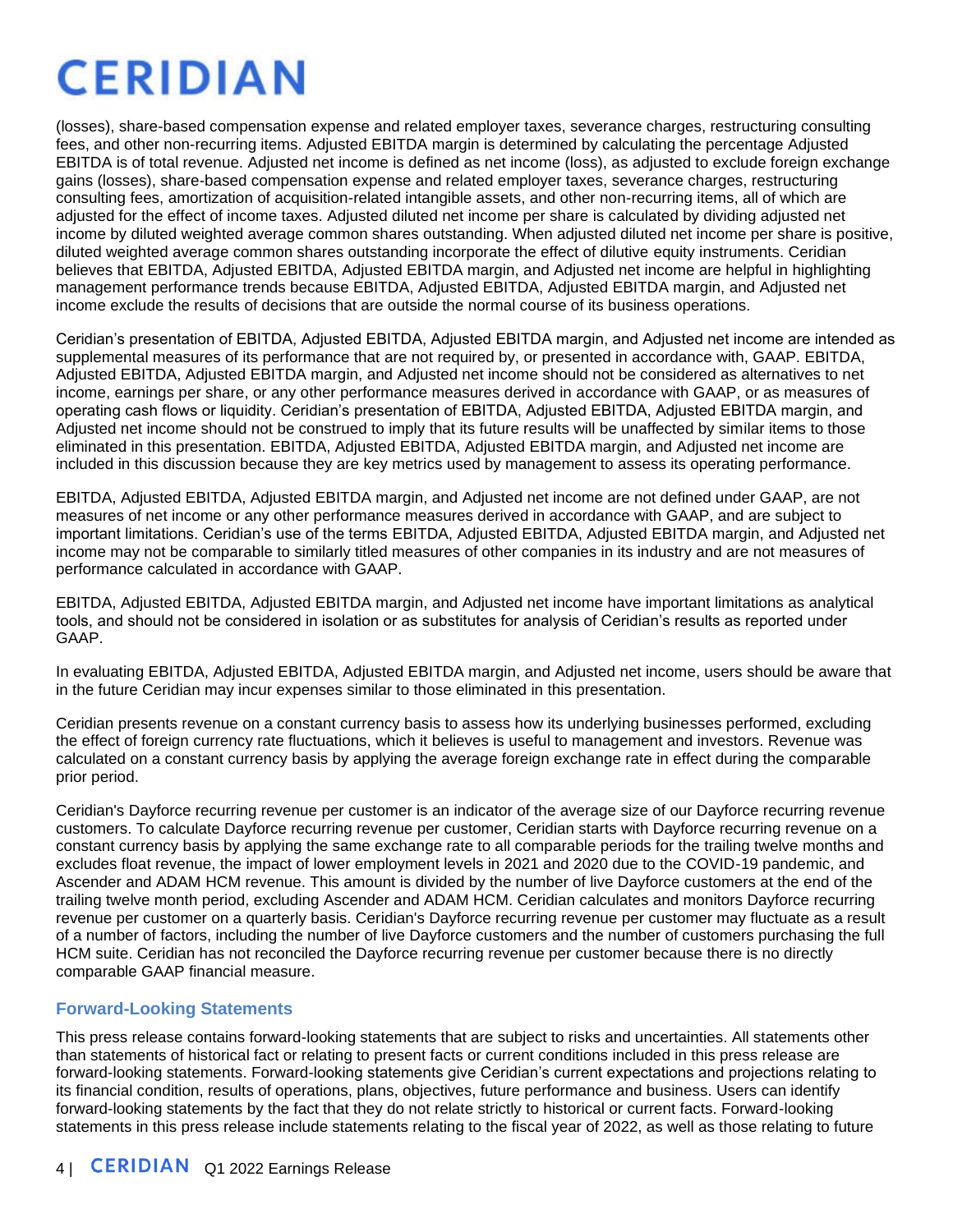(losses), share-based compensation expense and related employer taxes, severance charges, restructuring consulting fees, and other non-recurring items. Adjusted EBITDA margin is determined by calculating the percentage Adjusted EBITDA is of total revenue. Adjusted net income is defined as net income (loss), as adjusted to exclude foreign exchange gains (losses), share-based compensation expense and related employer taxes, severance charges, restructuring consulting fees, amortization of acquisition-related intangible assets, and other non-recurring items, all of which are adjusted for the effect of income taxes. Adjusted diluted net income per share is calculated by dividing adjusted net income by diluted weighted average common shares outstanding. When adjusted diluted net income per share is positive, diluted weighted average common shares outstanding incorporate the effect of dilutive equity instruments. Ceridian believes that EBITDA, Adjusted EBITDA, Adjusted EBITDA margin, and Adjusted net income are helpful in highlighting management performance trends because EBITDA, Adjusted EBITDA, Adjusted EBITDA margin, and Adjusted net income exclude the results of decisions that are outside the normal course of its business operations.

Ceridian's presentation of EBITDA, Adjusted EBITDA, Adjusted EBITDA margin, and Adjusted net income are intended as supplemental measures of its performance that are not required by, or presented in accordance with, GAAP. EBITDA, Adjusted EBITDA, Adjusted EBITDA margin, and Adjusted net income should not be considered as alternatives to net income, earnings per share, or any other performance measures derived in accordance with GAAP, or as measures of operating cash flows or liquidity. Ceridian's presentation of EBITDA, Adjusted EBITDA, Adjusted EBITDA margin, and Adjusted net income should not be construed to imply that its future results will be unaffected by similar items to those eliminated in this presentation. EBITDA, Adjusted EBITDA, Adjusted EBITDA margin, and Adjusted net income are included in this discussion because they are key metrics used by management to assess its operating performance.

EBITDA, Adjusted EBITDA, Adjusted EBITDA margin, and Adjusted net income are not defined under GAAP, are not measures of net income or any other performance measures derived in accordance with GAAP, and are subject to important limitations. Ceridian's use of the terms EBITDA, Adjusted EBITDA, Adjusted EBITDA margin, and Adjusted net income may not be comparable to similarly titled measures of other companies in its industry and are not measures of performance calculated in accordance with GAAP.

EBITDA, Adjusted EBITDA, Adjusted EBITDA margin, and Adjusted net income have important limitations as analytical tools, and should not be considered in isolation or as substitutes for analysis of Ceridian's results as reported under GAAP.

In evaluating EBITDA, Adjusted EBITDA, Adjusted EBITDA margin, and Adjusted net income, users should be aware that in the future Ceridian may incur expenses similar to those eliminated in this presentation.

Ceridian presents revenue on a constant currency basis to assess how its underlying businesses performed, excluding the effect of foreign currency rate fluctuations, which it believes is useful to management and investors. Revenue was calculated on a constant currency basis by applying the average foreign exchange rate in effect during the comparable prior period.

Ceridian's Dayforce recurring revenue per customer is an indicator of the average size of our Dayforce recurring revenue customers. To calculate Dayforce recurring revenue per customer, Ceridian starts with Dayforce recurring revenue on a constant currency basis by applying the same exchange rate to all comparable periods for the trailing twelve months and excludes float revenue, the impact of lower employment levels in 2021 and 2020 due to the COVID-19 pandemic, and Ascender and ADAM HCM revenue. This amount is divided by the number of live Dayforce customers at the end of the trailing twelve month period, excluding Ascender and ADAM HCM. Ceridian calculates and monitors Dayforce recurring revenue per customer on a quarterly basis. Ceridian's Dayforce recurring revenue per customer may fluctuate as a result of a number of factors, including the number of live Dayforce customers and the number of customers purchasing the full HCM suite. Ceridian has not reconciled the Dayforce recurring revenue per customer because there is no directly comparable GAAP financial measure.

## Forward-Looking Statements

This press release contains forward-looking statements that are subject to risks and uncertainties. All statements other than statements of historical fact or relating to present facts or current conditions included in this press release are forward-looking statements. Forward-looking statements give Ceridian's current expectations and projections relating to its financial condition, results of operations, plans, objectives, future performance and business. Users can identify forward-looking statements by the fact that they do not relate strictly to historical or current facts. Forward-looking statements in this press release include statements relating to the fiscal year of 2022, as well as those relating to future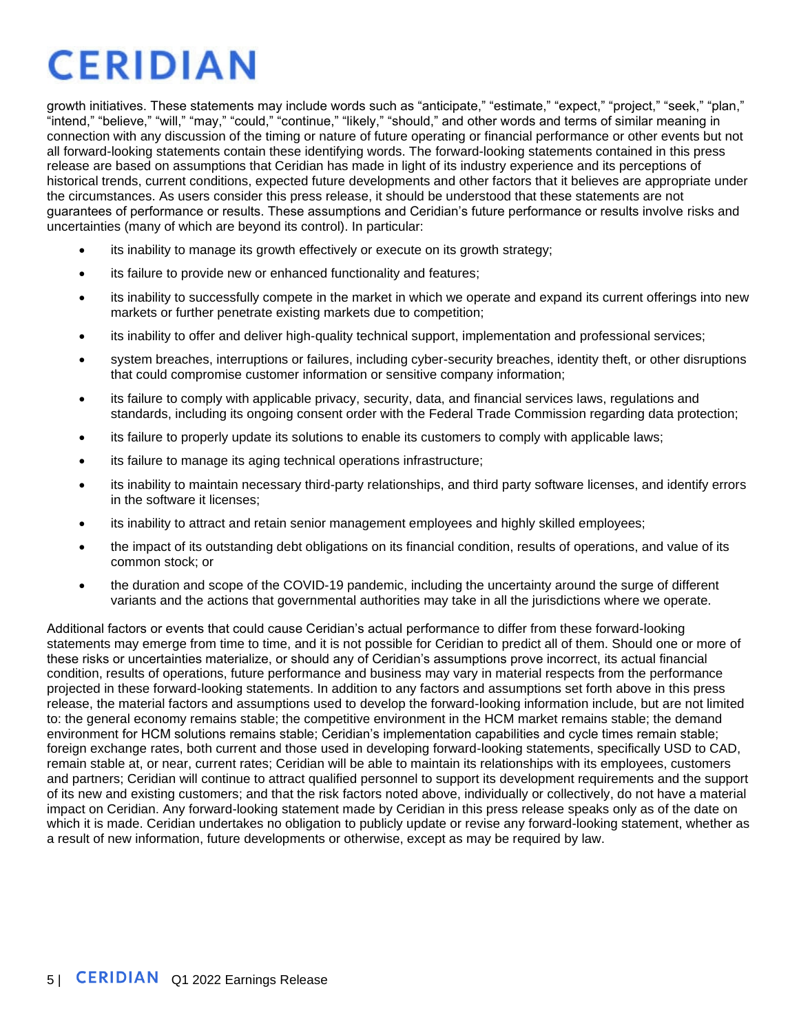growth initiatives. These statements may include words such as "anticipate," "estimate," "expect," "project," "seek," "plan," "intend," "believe," "will," "may," "could," "continue," "likely," "should," and other words and terms of similar meaning in connection with any discussion of the timing or nature of future operating or financial performance or other events but not all forward-looking statements contain these identifying words. The forward-looking statements contained in this press release are based on assumptions that Ceridian has made in light of its industry experience and its perceptions of historical trends, current conditions, expected future developments and other factors that it believes are appropriate under the circumstances. As users consider this press release, it should be understood that these statements are not guarantees of performance or results. These assumptions and Ceridian's future performance or results involve risks and uncertainties (many of which are beyond its control). In particular:

- its inability to manage its growth effectively or execute on its growth strategy;
- its failure to provide new or enhanced functionality and features;
- its inability to successfully compete in the market in which we operate and expand its current offerings into new markets or further penetrate existing markets due to competition;
- its inability to offer and deliver high-quality technical support, implementation and professional services;
- system breaches, interruptions or failures, including cyber-security breaches, identity theft, or other disruptions that could compromise customer information or sensitive company information;
- its failure to comply with applicable privacy, security, data, and financial services laws, regulations and standards, including its ongoing consent order with the Federal Trade Commission regarding data protection;
- its failure to properly update its solutions to enable its customers to comply with applicable laws;
- its failure to manage its aging technical operations infrastructure;
- its inability to maintain necessary third-party relationships, and third party software licenses, and identify errors in the software it licenses;
- its inability to attract and retain senior management employees and highly skilled employees;
- the impact of its outstanding debt obligations on its financial condition, results of operations, and value of its common stock; or
- the duration and scope of the COVID-19 pandemic, including the uncertainty around the surge of different variants and the actions that governmental authorities may take in all the jurisdictions where we operate.

Additional factors or events that could cause Ceridian's actual performance to differ from these forward-looking statements may emerge from time to time, and it is not possible for Ceridian to predict all of them. Should one or more of these risks or uncertainties materialize, or should any of Ceridian's assumptions prove incorrect, its actual financial condition, results of operations, future performance and business may vary in material respects from the performance projected in these forward-looking statements. In addition to any factors and assumptions set forth above in this press release, the material factors and assumptions used to develop the forward-looking information include, but are not limited to: the general economy remains stable; the competitive environment in the HCM market remains stable; the demand environment for HCM solutions remains stable; Ceridian's implementation capabilities and cycle times remain stable; foreign exchange rates, both current and those used in developing forward-looking statements, specifically USD to CAD, remain stable at, or near, current rates; Ceridian will be able to maintain its relationships with its employees, customers and partners; Ceridian will continue to attract qualified personnel to support its development requirements and the support of its new and existing customers; and that the risk factors noted above, individually or collectively, do not have a material impact on Ceridian. Any forward-looking statement made by Ceridian in this press release speaks only as of the date on which it is made. Ceridian undertakes no obligation to publicly update or revise any forward-looking statement, whether as a result of new information, future developments or otherwise, except as may be required by law.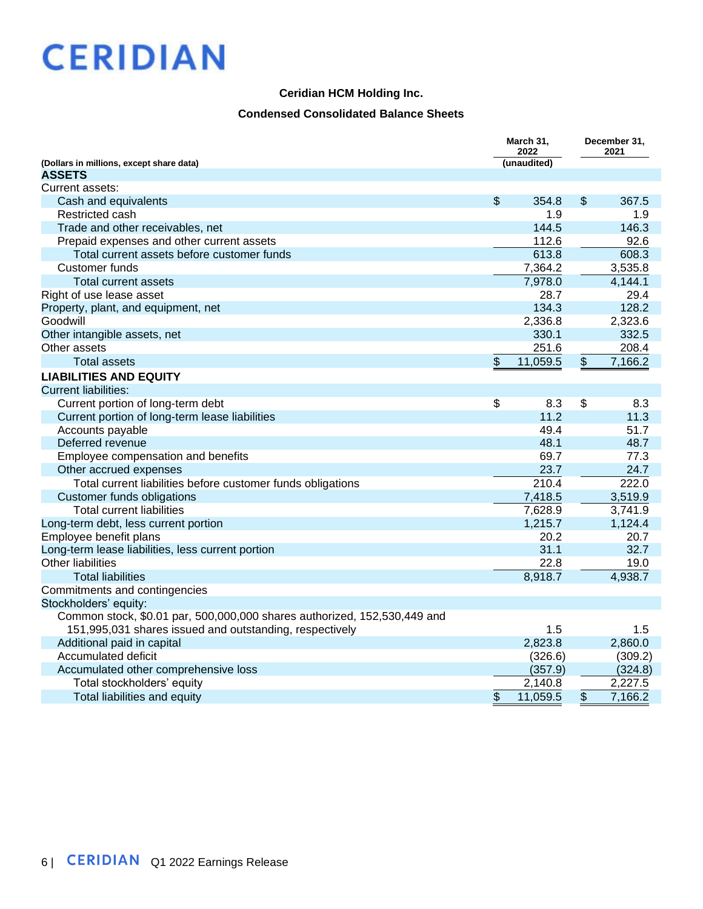**CERIDIAN**

### Ceridian HCM Holding Inc.

### Condensed Consolidated Balance Sheets

| (Dollars in millions, except share data) | March 31, 2022 (unaudited) | December 31, 2021 |
|---|---|---|
| **ASSETS** | | |
| Current assets: | | |
| Cash and equivalents | $ 354.8 | $ 367.5 |
| Restricted cash | 1.9 | 1.9 |
| Trade and other receivables, net | 144.5 | 146.3 |
| Prepaid expenses and other current assets | 112.6 | 92.6 |
| Total current assets before customer funds | 613.8 | 608.3 |
| Customer funds | 7,364.2 | 3,535.8 |
| Total current assets | 7,978.0 | 4,144.1 |
| Right of use lease asset | 28.7 | 29.4 |
| Property, plant, and equipment, net | 134.3 | 128.2 |
| Goodwill | 2,336.8 | 2,323.6 |
| Other intangible assets, net | 330.1 | 332.5 |
| Other assets | 251.6 | 208.4 |
| Total assets | $ 11,059.5 | $ 7,166.2 |
| **LIABILITIES AND EQUITY** | | |
| Current liabilities: | | |
| Current portion of long-term debt | $ 8.3 | $ 8.3 |
| Current portion of long-term lease liabilities | 11.2 | 11.3 |
| Accounts payable | 49.4 | 51.7 |
| Deferred revenue | 48.1 | 48.7 |
| Employee compensation and benefits | 69.7 | 77.3 |
| Other accrued expenses | 23.7 | 24.7 |
| Total current liabilities before customer funds obligations | 210.4 | 222.0 |
| Customer funds obligations | 7,418.5 | 3,519.9 |
| Total current liabilities | 7,628.9 | 3,741.9 |
| Long-term debt, less current portion | 1,215.7 | 1,124.4 |
| Employee benefit plans | 20.2 | 20.7 |
| Long-term lease liabilities, less current portion | 31.1 | 32.7 |
| Other liabilities | 22.8 | 19.0 |
| Total liabilities | 8,918.7 | 4,938.7 |
| Commitments and contingencies | | |
| Stockholders' equity: | | |
| Common stock, $0.01 par, 500,000,000 shares authorized, 152,530,449 and 151,995,031 shares issued and outstanding, respectively | 1.5 | 1.5 |
| Additional paid in capital | 2,823.8 | 2,860.0 |
| Accumulated deficit | (326.6) | (309.2) |
| Accumulated other comprehensive loss | (357.9) | (324.8) |
| Total stockholders' equity | 2,140.8 | 2,227.5 |
| Total liabilities and equity | $ 11,059.5 | $ 7,166.2 |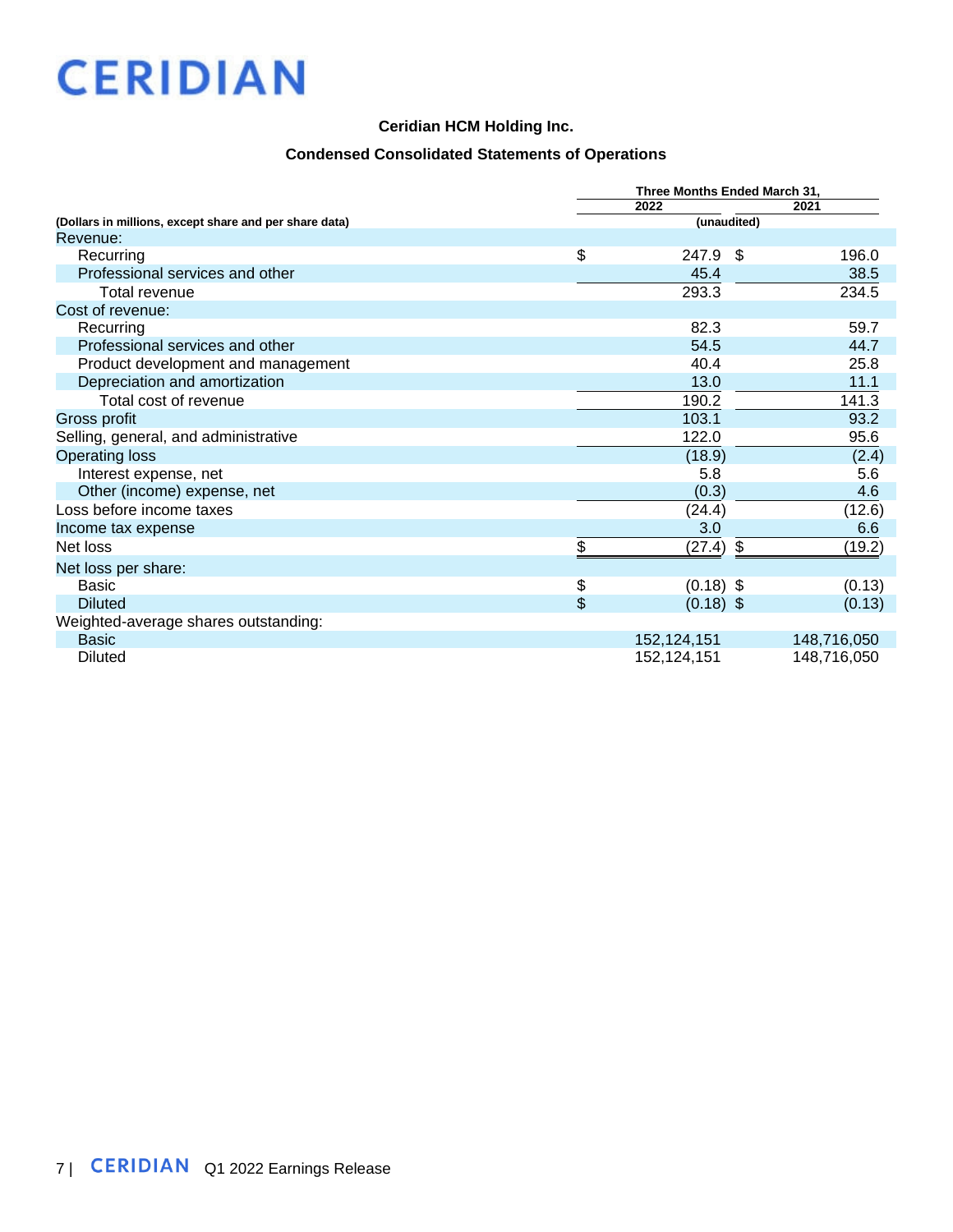CERIDIAN

## Ceridian HCM Holding Inc.

## Condensed Consolidated Statements of Operations

| (Dollars in millions, except share and per share data) | Three Months Ended March 31, 2022 | Three Months Ended March 31, 2021 |
|---|---|---|
| | (unaudited) | |
| Revenue: | | |
| Recurring | $ 247.9 | $ 196.0 |
| Professional services and other | 45.4 | 38.5 |
| Total revenue | 293.3 | 234.5 |
| Cost of revenue: | | |
| Recurring | 82.3 | 59.7 |
| Professional services and other | 54.5 | 44.7 |
| Product development and management | 40.4 | 25.8 |
| Depreciation and amortization | 13.0 | 11.1 |
| Total cost of revenue | 190.2 | 141.3 |
| Gross profit | 103.1 | 93.2 |
| Selling, general, and administrative | 122.0 | 95.6 |
| Operating loss | (18.9) | (2.4) |
| Interest expense, net | 5.8 | 5.6 |
| Other (income) expense, net | (0.3) | 4.6 |
| Loss before income taxes | (24.4) | (12.6) |
| Income tax expense | 3.0 | 6.6 |
| Net loss | $ (27.4) | $ (19.2) |
| Net loss per share: | | |
| Basic | $ (0.18) | $ (0.13) |
| Diluted | $ (0.18) | $ (0.13) |
| Weighted-average shares outstanding: | | |
| Basic | 152,124,151 | 148,716,050 |
| Diluted | 152,124,151 | 148,716,050 |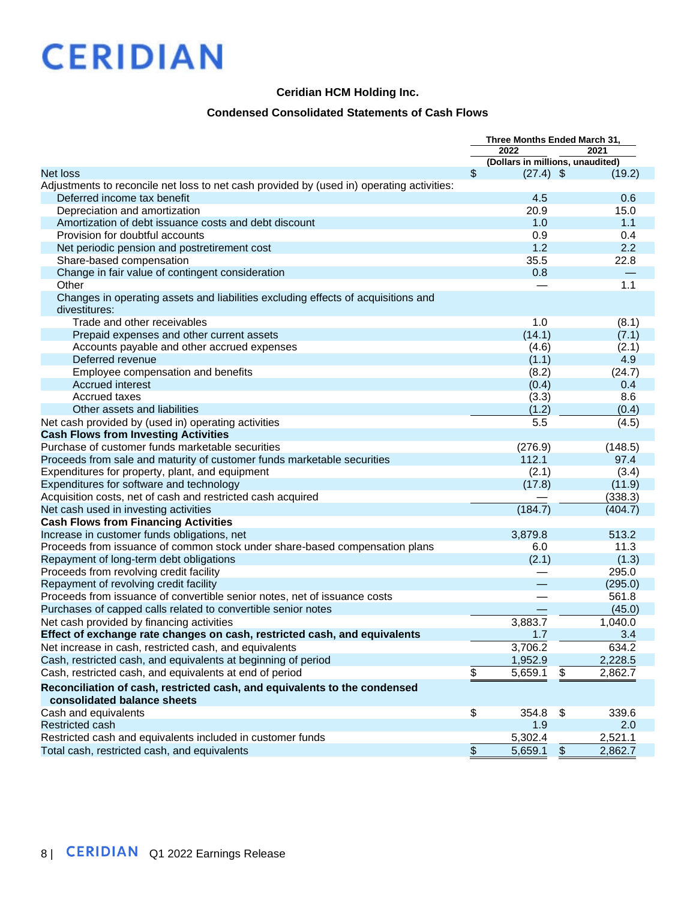CERIDIAN

## Ceridian HCM Holding Inc.

### Condensed Consolidated Statements of Cash Flows

| | Three Months Ended March 31, | |
|---|---|---|
| | 2022 | 2021 |
| | (Dollars in millions, unaudited) | |
| Net loss | $ (27.4) | $ (19.2) |
| Adjustments to reconcile net loss to net cash provided by (used in) operating activities: | | |
| Deferred income tax benefit | 4.5 | 0.6 |
| Depreciation and amortization | 20.9 | 15.0 |
| Amortization of debt issuance costs and debt discount | 1.0 | 1.1 |
| Provision for doubtful accounts | 0.9 | 0.4 |
| Net periodic pension and postretirement cost | 1.2 | 2.2 |
| Share-based compensation | 35.5 | 22.8 |
| Change in fair value of contingent consideration | 0.8 | — |
| Other | — | 1.1 |
| Changes in operating assets and liabilities excluding effects of acquisitions and divestitures: | | |
| Trade and other receivables | 1.0 | (8.1) |
| Prepaid expenses and other current assets | (14.1) | (7.1) |
| Accounts payable and other accrued expenses | (4.6) | (2.1) |
| Deferred revenue | (1.1) | 4.9 |
| Employee compensation and benefits | (8.2) | (24.7) |
| Accrued interest | (0.4) | 0.4 |
| Accrued taxes | (3.3) | 8.6 |
| Other assets and liabilities | (1.2) | (0.4) |
| Net cash provided by (used in) operating activities | 5.5 | (4.5) |
| **Cash Flows from Investing Activities** | | |
| Purchase of customer funds marketable securities | (276.9) | (148.5) |
| Proceeds from sale and maturity of customer funds marketable securities | 112.1 | 97.4 |
| Expenditures for property, plant, and equipment | (2.1) | (3.4) |
| Expenditures for software and technology | (17.8) | (11.9) |
| Acquisition costs, net of cash and restricted cash acquired | — | (338.3) |
| Net cash used in investing activities | (184.7) | (404.7) |
| **Cash Flows from Financing Activities** | | |
| Increase in customer funds obligations, net | 3,879.8 | 513.2 |
| Proceeds from issuance of common stock under share-based compensation plans | 6.0 | 11.3 |
| Repayment of long-term debt obligations | (2.1) | (1.3) |
| Proceeds from revolving credit facility | — | 295.0 |
| Repayment of revolving credit facility | — | (295.0) |
| Proceeds from issuance of convertible senior notes, net of issuance costs | — | 561.8 |
| Purchases of capped calls related to convertible senior notes | — | (45.0) |
| Net cash provided by financing activities | 3,883.7 | 1,040.0 |
| **Effect of exchange rate changes on cash, restricted cash, and equivalents** | 1.7 | 3.4 |
| Net increase in cash, restricted cash, and equivalents | 3,706.2 | 634.2 |
| Cash, restricted cash, and equivalents at beginning of period | 1,952.9 | 2,228.5 |
| Cash, restricted cash, and equivalents at end of period | $ 5,659.1 | $ 2,862.7 |
| **Reconciliation of cash, restricted cash, and equivalents to the condensed consolidated balance sheets** | | |
| Cash and equivalents | $ 354.8 | $ 339.6 |
| Restricted cash | 1.9 | 2.0 |
| Restricted cash and equivalents included in customer funds | 5,302.4 | 2,521.1 |
| Total cash, restricted cash, and equivalents | $ 5,659.1 | $ 2,862.7 |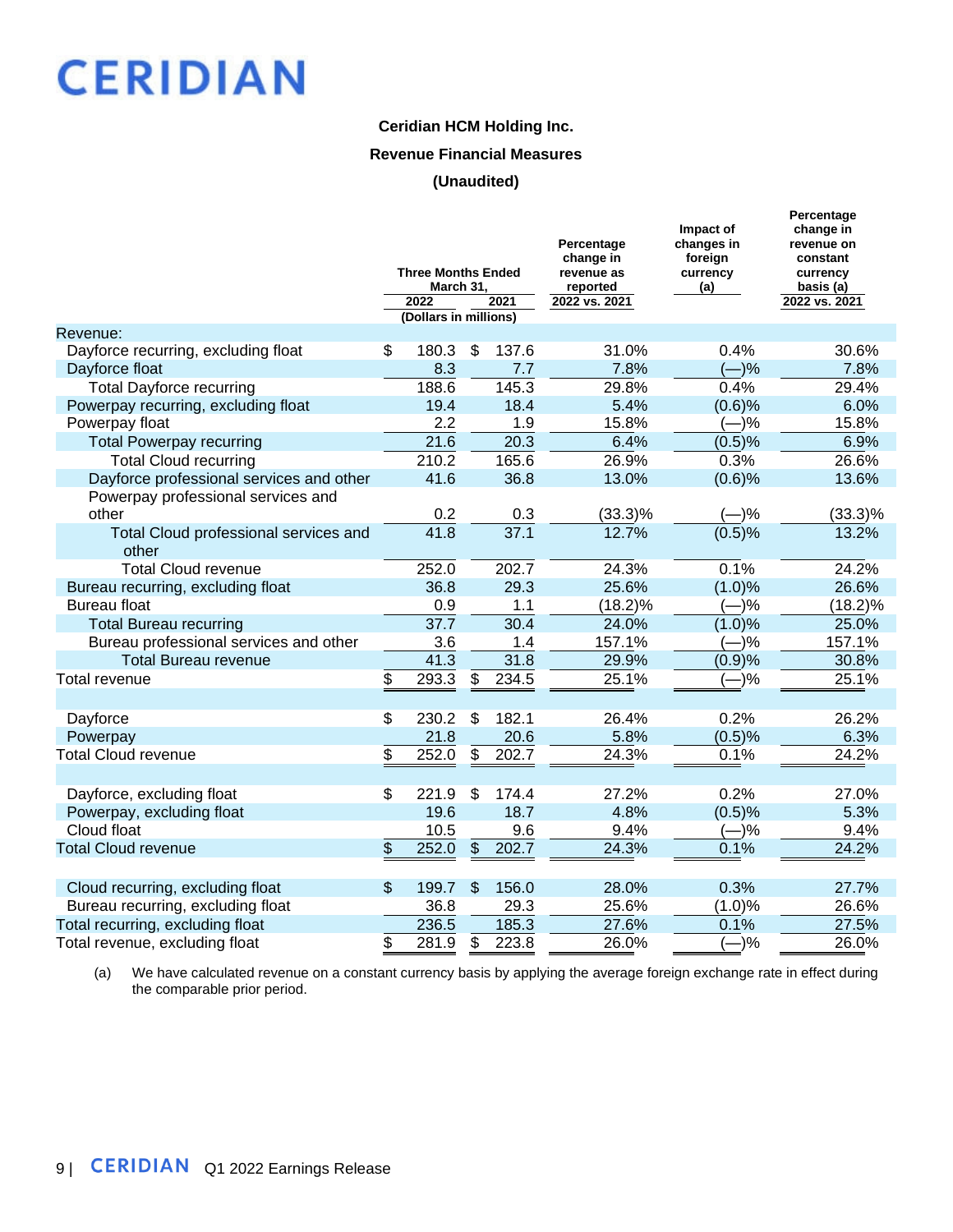**Ceridian HCM Holding Inc.**

**Revenue Financial Measures**

**(Unaudited)**

| | Three Months Ended March 31, 2022 | Three Months Ended March 31, 2021 | Percentage change in revenue as reported 2022 vs. 2021 | Impact of changes in foreign currency (a) | Percentage change in revenue on constant currency basis (a) 2022 vs. 2021 |
|---|---|---|---|---|---|
| | (Dollars in millions) | | | | |
| Revenue: | | | | | |
| Dayforce recurring, excluding float | $ 180.3 | $ 137.6 | 31.0% | 0.4% | 30.6% |
| Dayforce float | 8.3 | 7.7 | 7.8% | (—)% | 7.8% |
| Total Dayforce recurring | 188.6 | 145.3 | 29.8% | 0.4% | 29.4% |
| Powerpay recurring, excluding float | 19.4 | 18.4 | 5.4% | (0.6)% | 6.0% |
| Powerpay float | 2.2 | 1.9 | 15.8% | (—)% | 15.8% |
| Total Powerpay recurring | 21.6 | 20.3 | 6.4% | (0.5)% | 6.9% |
| Total Cloud recurring | 210.2 | 165.6 | 26.9% | 0.3% | 26.6% |
| Dayforce professional services and other | 41.6 | 36.8 | 13.0% | (0.6)% | 13.6% |
| Powerpay professional services and other | 0.2 | 0.3 | (33.3)% | (—)% | (33.3)% |
| Total Cloud professional services and other | 41.8 | 37.1 | 12.7% | (0.5)% | 13.2% |
| Total Cloud revenue | 252.0 | 202.7 | 24.3% | 0.1% | 24.2% |
| Bureau recurring, excluding float | 36.8 | 29.3 | 25.6% | (1.0)% | 26.6% |
| Bureau float | 0.9 | 1.1 | (18.2)% | (—)% | (18.2)% |
| Total Bureau recurring | 37.7 | 30.4 | 24.0% | (1.0)% | 25.0% |
| Bureau professional services and other | 3.6 | 1.4 | 157.1% | (—)% | 157.1% |
| Total Bureau revenue | 41.3 | 31.8 | 29.9% | (0.9)% | 30.8% |
| Total revenue | $ 293.3 | $ 234.5 | 25.1% | (—)% | 25.1% |
| | | | | | |
| Dayforce | $ 230.2 | $ 182.1 | 26.4% | 0.2% | 26.2% |
| Powerpay | 21.8 | 20.6 | 5.8% | (0.5)% | 6.3% |
| Total Cloud revenue | $ 252.0 | $ 202.7 | 24.3% | 0.1% | 24.2% |
| | | | | | |
| Dayforce, excluding float | $ 221.9 | $ 174.4 | 27.2% | 0.2% | 27.0% |
| Powerpay, excluding float | 19.6 | 18.7 | 4.8% | (0.5)% | 5.3% |
| Cloud float | 10.5 | 9.6 | 9.4% | (—)% | 9.4% |
| Total Cloud revenue | $ 252.0 | $ 202.7 | 24.3% | 0.1% | 24.2% |
| | | | | | |
| Cloud recurring, excluding float | $ 199.7 | $ 156.0 | 28.0% | 0.3% | 27.7% |
| Bureau recurring, excluding float | 36.8 | 29.3 | 25.6% | (1.0)% | 26.6% |
| Total recurring, excluding float | 236.5 | 185.3 | 27.6% | 0.1% | 27.5% |
| Total revenue, excluding float | $ 281.9 | $ 223.8 | 26.0% | (—)% | 26.0% |

(a) We have calculated revenue on a constant currency basis by applying the average foreign exchange rate in effect during the comparable prior period.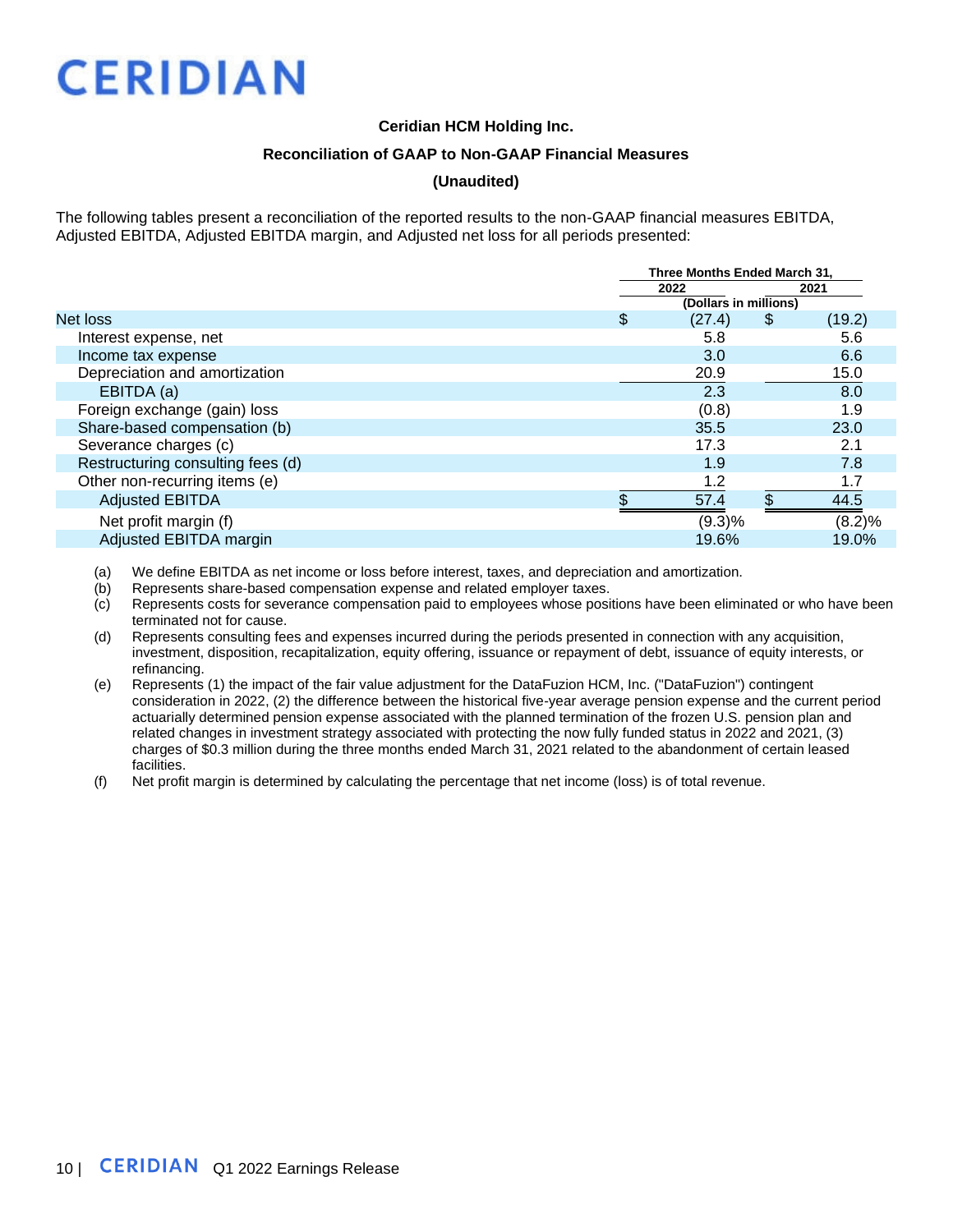CERIDIAN

**Ceridian HCM Holding Inc.**

**Reconciliation of GAAP to Non-GAAP Financial Measures**

**(Unaudited)**

The following tables present a reconciliation of the reported results to the non-GAAP financial measures EBITDA, Adjusted EBITDA, Adjusted EBITDA margin, and Adjusted net loss for all periods presented:

| | Three Months Ended March 31, | |
|---|---|---|
| | 2022 | 2021 |
| | (Dollars in millions) | |
| Net loss | $ (27.4) | $ (19.2) |
| Interest expense, net | 5.8 | 5.6 |
| Income tax expense | 3.0 | 6.6 |
| Depreciation and amortization | 20.9 | 15.0 |
| EBITDA (a) | 2.3 | 8.0 |
| Foreign exchange (gain) loss | (0.8) | 1.9 |
| Share-based compensation (b) | 35.5 | 23.0 |
| Severance charges (c) | 17.3 | 2.1 |
| Restructuring consulting fees (d) | 1.9 | 7.8 |
| Other non-recurring items (e) | 1.2 | 1.7 |
| Adjusted EBITDA | $ 57.4 | $ 44.5 |
| Net profit margin (f) | (9.3)% | (8.2)% |
| Adjusted EBITDA margin | 19.6% | 19.0% |

(a) We define EBITDA as net income or loss before interest, taxes, and depreciation and amortization.

(b) Represents share-based compensation expense and related employer taxes.

(c) Represents costs for severance compensation paid to employees whose positions have been eliminated or who have been terminated not for cause.

(d) Represents consulting fees and expenses incurred during the periods presented in connection with any acquisition, investment, disposition, recapitalization, equity offering, issuance or repayment of debt, issuance of equity interests, or refinancing.

(e) Represents (1) the impact of the fair value adjustment for the DataFuzion HCM, Inc. ("DataFuzion") contingent consideration in 2022, (2) the difference between the historical five-year average pension expense and the current period actuarially determined pension expense associated with the planned termination of the frozen U.S. pension plan and related changes in investment strategy associated with protecting the now fully funded status in 2022 and 2021, (3) charges of $0.3 million during the three months ended March 31, 2021 related to the abandonment of certain leased facilities.

(f) Net profit margin is determined by calculating the percentage that net income (loss) is of total revenue.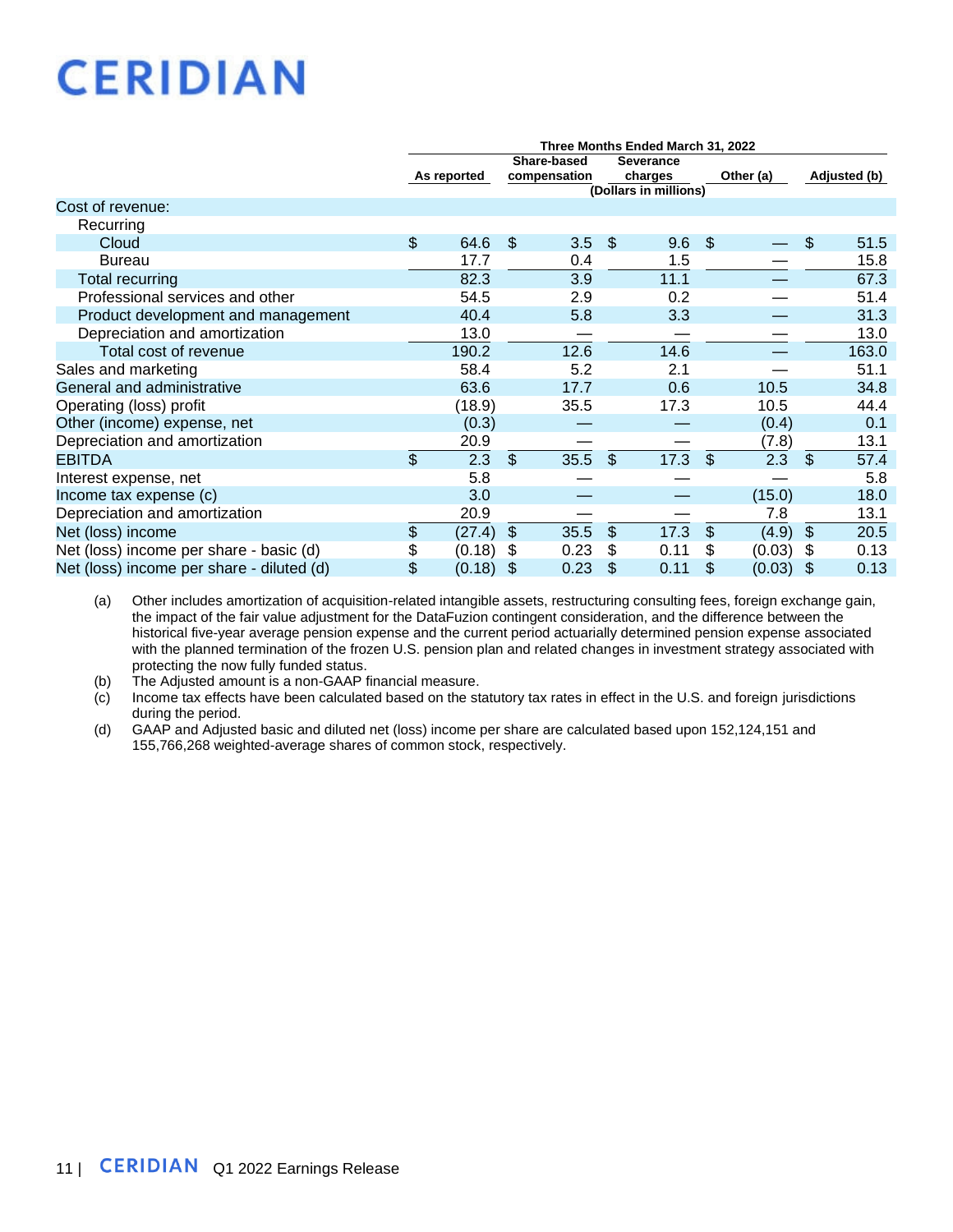# CERIDIAN

| | Three Months Ended March 31, 2022 | | | | |
|---|---|---|---|---|---|
| | As reported | Share-based compensation | Severance charges | Other (a) | Adjusted (b) |
| | (Dollars in millions) | | | | |
| Cost of revenue: | | | | | |
| Recurring | | | | | |
| Cloud | $ 64.6 | $ 3.5 | $ 9.6 | $ — | $ 51.5 |
| Bureau | 17.7 | 0.4 | 1.5 | — | 15.8 |
| Total recurring | 82.3 | 3.9 | 11.1 | — | 67.3 |
| Professional services and other | 54.5 | 2.9 | 0.2 | — | 51.4 |
| Product development and management | 40.4 | 5.8 | 3.3 | — | 31.3 |
| Depreciation and amortization | 13.0 | — | — | — | 13.0 |
| Total cost of revenue | 190.2 | 12.6 | 14.6 | — | 163.0 |
| Sales and marketing | 58.4 | 5.2 | 2.1 | — | 51.1 |
| General and administrative | 63.6 | 17.7 | 0.6 | 10.5 | 34.8 |
| Operating (loss) profit | (18.9) | 35.5 | 17.3 | 10.5 | 44.4 |
| Other (income) expense, net | (0.3) | — | — | (0.4) | 0.1 |
| Depreciation and amortization | 20.9 | — | — | (7.8) | 13.1 |
| EBITDA | $ 2.3 | $ 35.5 | $ 17.3 | $ 2.3 | $ 57.4 |
| Interest expense, net | 5.8 | — | — | — | 5.8 |
| Income tax expense (c) | 3.0 | — | — | (15.0) | 18.0 |
| Depreciation and amortization | 20.9 | — | — | 7.8 | 13.1 |
| Net (loss) income | $ (27.4) | $ 35.5 | $ 17.3 | $ (4.9) | $ 20.5 |
| Net (loss) income per share - basic (d) | $ (0.18) | $ 0.23 | $ 0.11 | $ (0.03) | $ 0.13 |
| Net (loss) income per share - diluted (d) | $ (0.18) | $ 0.23 | $ 0.11 | $ (0.03) | $ 0.13 |

(a) Other includes amortization of acquisition-related intangible assets, restructuring consulting fees, foreign exchange gain, the impact of the fair value adjustment for the DataFuzion contingent consideration, and the difference between the historical five-year average pension expense and the current period actuarially determined pension expense associated with the planned termination of the frozen U.S. pension plan and related changes in investment strategy associated with protecting the now fully funded status.

(b) The Adjusted amount is a non-GAAP financial measure.

(c) Income tax effects have been calculated based on the statutory tax rates in effect in the U.S. and foreign jurisdictions during the period.

(d) GAAP and Adjusted basic and diluted net (loss) income per share are calculated based upon 152,124,151 and 155,766,268 weighted-average shares of common stock, respectively.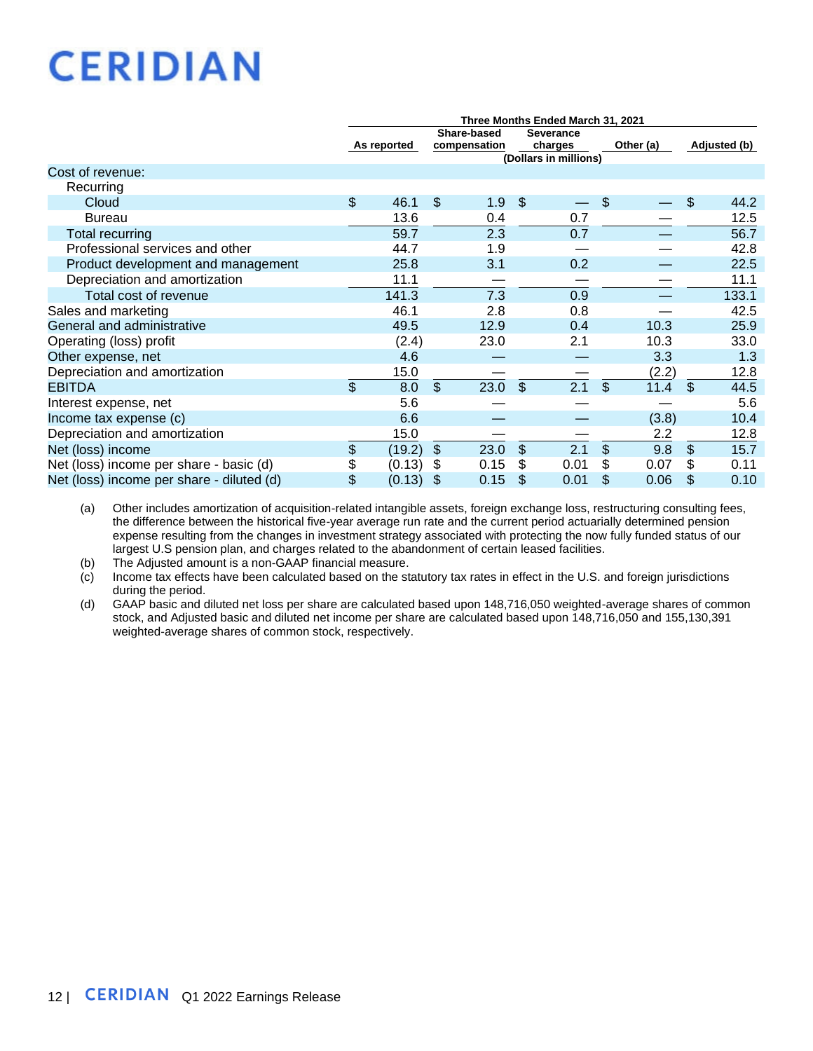# CERIDIAN

| | Three Months Ended March 31, 2021 | | | | |
|---|---|---|---|---|---|
| | As reported | Share-based compensation | Severance charges | Other (a) | Adjusted (b) |
| | (Dollars in millions) | | | | |
| Cost of revenue: | | | | | |
| Recurring | | | | | |
| Cloud | $ 46.1 | $ 1.9 | $ — | $ — | $ 44.2 |
| Bureau | 13.6 | 0.4 | 0.7 | — | 12.5 |
| Total recurring | 59.7 | 2.3 | 0.7 | — | 56.7 |
| Professional services and other | 44.7 | 1.9 | — | — | 42.8 |
| Product development and management | 25.8 | 3.1 | 0.2 | — | 22.5 |
| Depreciation and amortization | 11.1 | — | — | — | 11.1 |
| Total cost of revenue | 141.3 | 7.3 | 0.9 | — | 133.1 |
| Sales and marketing | 46.1 | 2.8 | 0.8 | — | 42.5 |
| General and administrative | 49.5 | 12.9 | 0.4 | 10.3 | 25.9 |
| Operating (loss) profit | (2.4) | 23.0 | 2.1 | 10.3 | 33.0 |
| Other expense, net | 4.6 | — | — | 3.3 | 1.3 |
| Depreciation and amortization | 15.0 | — | — | (2.2) | 12.8 |
| EBITDA | $ 8.0 | $ 23.0 | $ 2.1 | $ 11.4 | $ 44.5 |
| Interest expense, net | 5.6 | — | — | — | 5.6 |
| Income tax expense (c) | 6.6 | — | — | (3.8) | 10.4 |
| Depreciation and amortization | 15.0 | — | — | 2.2 | 12.8 |
| Net (loss) income | $ (19.2) | $ 23.0 | $ 2.1 | $ 9.8 | $ 15.7 |
| Net (loss) income per share - basic (d) | $ (0.13) | $ 0.15 | $ 0.01 | $ 0.07 | $ 0.11 |
| Net (loss) income per share - diluted (d) | $ (0.13) | $ 0.15 | $ 0.01 | $ 0.06 | $ 0.10 |

(a) Other includes amortization of acquisition-related intangible assets, foreign exchange loss, restructuring consulting fees, the difference between the historical five-year average run rate and the current period actuarially determined pension expense resulting from the changes in investment strategy associated with protecting the now fully funded status of our largest U.S pension plan, and charges related to the abandonment of certain leased facilities.

(b) The Adjusted amount is a non-GAAP financial measure.

(c) Income tax effects have been calculated based on the statutory tax rates in effect in the U.S. and foreign jurisdictions during the period.

(d) GAAP basic and diluted net loss per share are calculated based upon 148,716,050 weighted-average shares of common stock, and Adjusted basic and diluted net income per share are calculated based upon 148,716,050 and 155,130,391 weighted-average shares of common stock, respectively.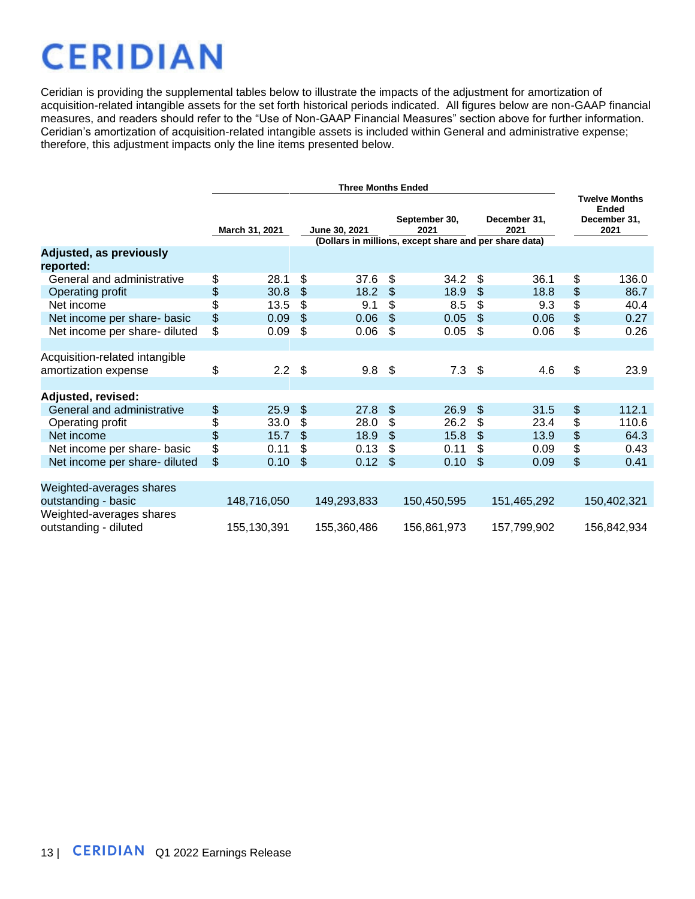# CERIDIAN

Ceridian is providing the supplemental tables below to illustrate the impacts of the adjustment for amortization of acquisition-related intangible assets for the set forth historical periods indicated. All figures below are non-GAAP financial measures, and readers should refer to the "Use of Non-GAAP Financial Measures" section above for further information. Ceridian's amortization of acquisition-related intangible assets is included within General and administrative expense; therefore, this adjustment impacts only the line items presented below.

| | Three Months Ended | | | | Twelve Months Ended |
|---|---|---|---|---|---|
| | March 31, 2021 | June 30, 2021 | September 30, 2021 | December 31, 2021 | December 31, 2021 |
| | (Dollars in millions, except share and per share data) | | | | |
| **Adjusted, as previously reported:** | | | | | |
| General and administrative | $ 28.1 | $ 37.6 | $ 34.2 | $ 36.1 | $ 136.0 |
| Operating profit | $ 30.8 | $ 18.2 | $ 18.9 | $ 18.8 | $ 86.7 |
| Net income | $ 13.5 | $ 9.1 | $ 8.5 | $ 9.3 | $ 40.4 |
| Net income per share- basic | $ 0.09 | $ 0.06 | $ 0.05 | $ 0.06 | $ 0.27 |
| Net income per share- diluted | $ 0.09 | $ 0.06 | $ 0.05 | $ 0.06 | $ 0.26 |
| | | | | | |
| Acquisition-related intangible amortization expense | $ 2.2 | $ 9.8 | $ 7.3 | $ 4.6 | $ 23.9 |
| | | | | | |
| **Adjusted, revised:** | | | | | |
| General and administrative | $ 25.9 | $ 27.8 | $ 26.9 | $ 31.5 | $ 112.1 |
| Operating profit | $ 33.0 | $ 28.0 | $ 26.2 | $ 23.4 | $ 110.6 |
| Net income | $ 15.7 | $ 18.9 | $ 15.8 | $ 13.9 | $ 64.3 |
| Net income per share- basic | $ 0.11 | $ 0.13 | $ 0.11 | $ 0.09 | $ 0.43 |
| Net income per share- diluted | $ 0.10 | $ 0.12 | $ 0.10 | $ 0.09 | $ 0.41 |
| | | | | | |
| Weighted-averages shares outstanding - basic | 148,716,050 | 149,293,833 | 150,450,595 | 151,465,292 | 150,402,321 |
| Weighted-averages shares outstanding - diluted | 155,130,391 | 155,360,486 | 156,861,973 | 157,799,902 | 156,842,934 |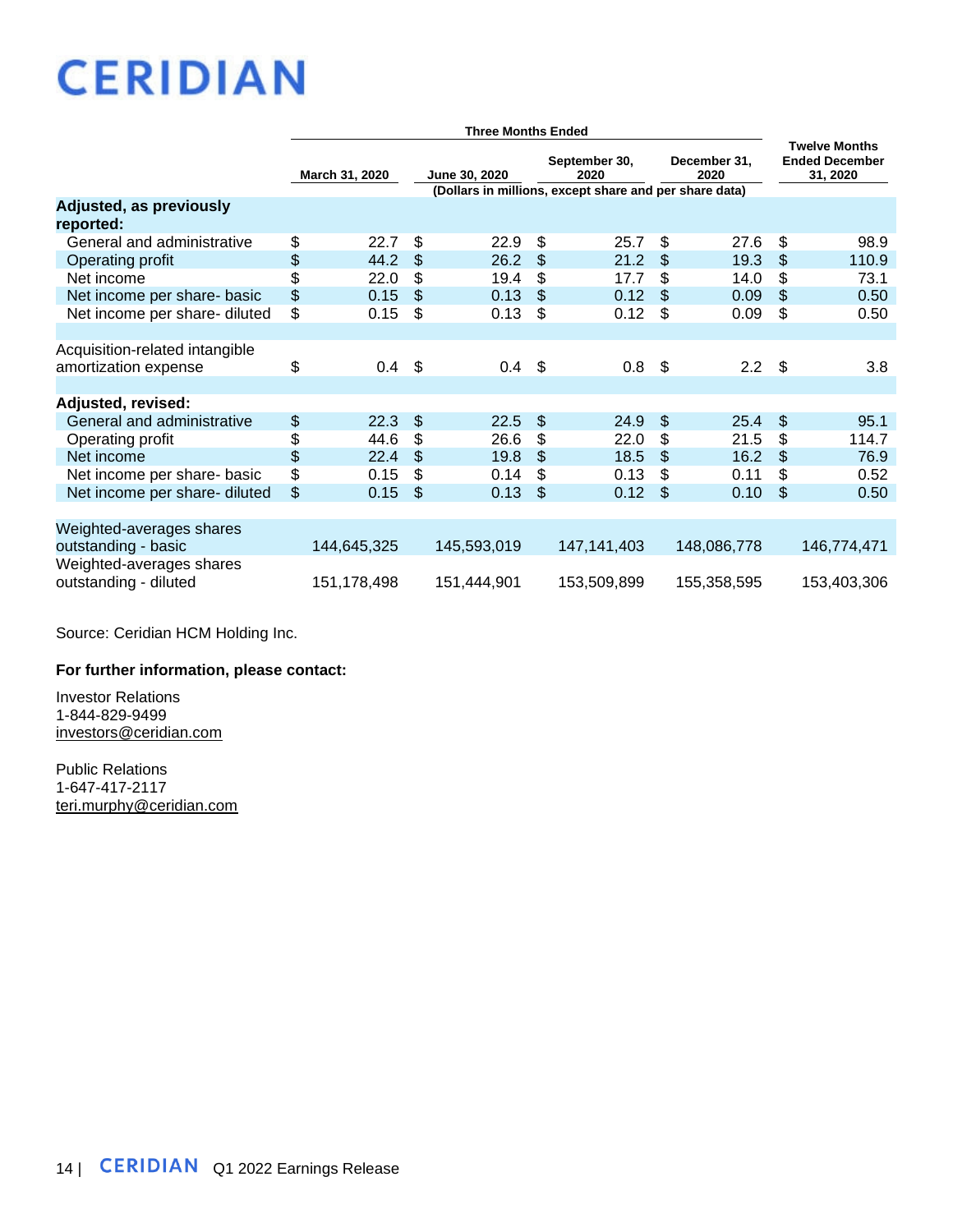# CERIDIAN

| | Three Months Ended | | | | Twelve Months Ended December 31, 2020 |
|---|---|---|---|---|---|
| | March 31, 2020 | June 30, 2020 | September 30, 2020 | December 31, 2020 | |
| | (Dollars in millions, except share and per share data) | | | | |
| **Adjusted, as previously reported:** | | | | | |
| General and administrative | $ 22.7 | $ 22.9 | $ 25.7 | $ 27.6 | $ 98.9 |
| Operating profit | $ 44.2 | $ 26.2 | $ 21.2 | $ 19.3 | $ 110.9 |
| Net income | $ 22.0 | $ 19.4 | $ 17.7 | $ 14.0 | $ 73.1 |
| Net income per share- basic | $ 0.15 | $ 0.13 | $ 0.12 | $ 0.09 | $ 0.50 |
| Net income per share- diluted | $ 0.15 | $ 0.13 | $ 0.12 | $ 0.09 | $ 0.50 |
| | | | | | |
| Acquisition-related intangible amortization expense | $ 0.4 | $ 0.4 | $ 0.8 | $ 2.2 | $ 3.8 |
| | | | | | |
| **Adjusted, revised:** | | | | | |
| General and administrative | $ 22.3 | $ 22.5 | $ 24.9 | $ 25.4 | $ 95.1 |
| Operating profit | $ 44.6 | $ 26.6 | $ 22.0 | $ 21.5 | $ 114.7 |
| Net income | $ 22.4 | $ 19.8 | $ 18.5 | $ 16.2 | $ 76.9 |
| Net income per share- basic | $ 0.15 | $ 0.14 | $ 0.13 | $ 0.11 | $ 0.52 |
| Net income per share- diluted | $ 0.15 | $ 0.13 | $ 0.12 | $ 0.10 | $ 0.50 |
| | | | | | |
| Weighted-averages shares outstanding - basic | 144,645,325 | 145,593,019 | 147,141,403 | 148,086,778 | 146,774,471 |
| Weighted-averages shares outstanding - diluted | 151,178,498 | 151,444,901 | 153,509,899 | 155,358,595 | 153,403,306 |

Source: Ceridian HCM Holding Inc.

**For further information, please contact:**

Investor Relations
1-844-829-9499
investors@ceridian.com

Public Relations
1-647-417-2117
teri.murphy@ceridian.com